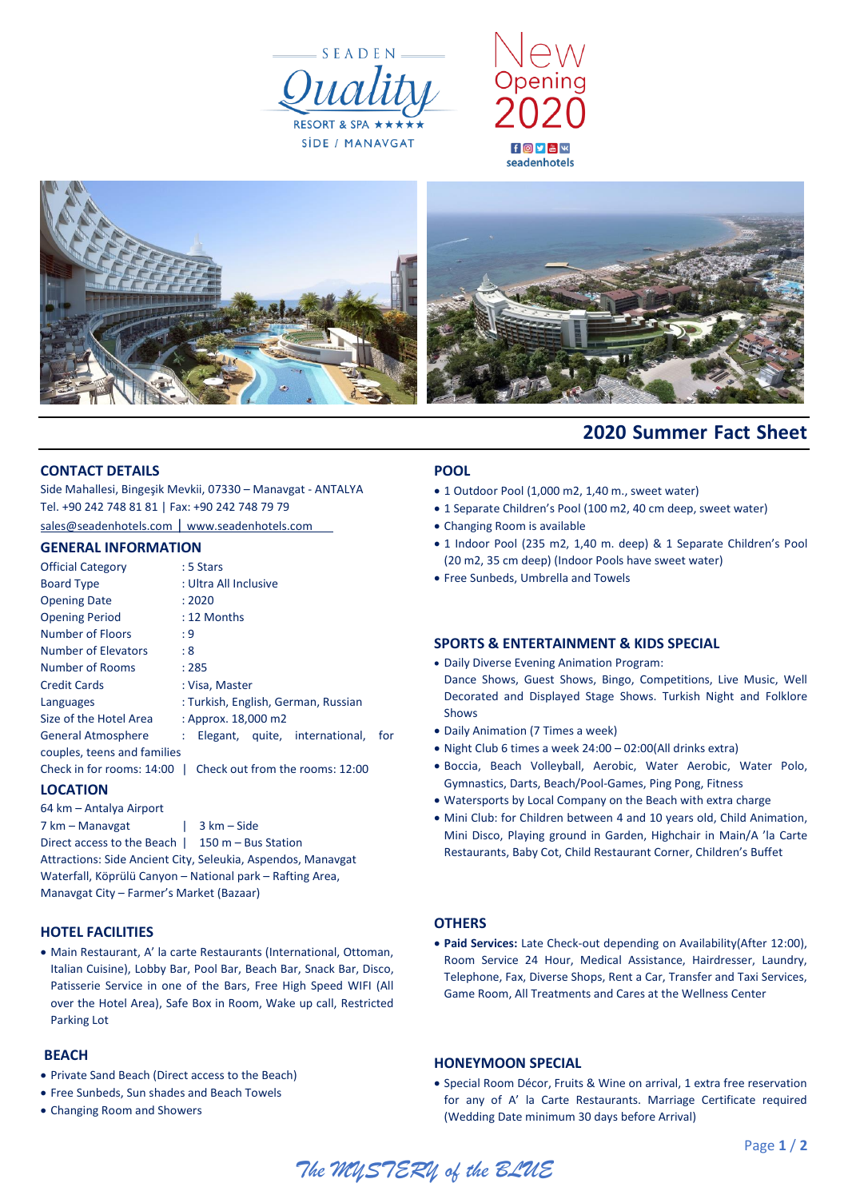SEADEN

# Quality

RESORT & SPA ★★★★★

SİDE / MANAVGAT

New Opening 2020

seadenhotels

## 2020 Summer Fact Sheet

### CONTACT DETAILS

Side Mahallesi, Bingeşik Mevkii, 07330 – Manavgat - ANTALYA
Tel. +90 242 748 81 81 | Fax: +90 242 748 79 79
sales@seadenhotels.com | www.seadenhotels.com

### GENERAL INFORMATION

| | |
|---|---|
| Official Category | : 5 Stars |
| Board Type | : Ultra All Inclusive |
| Opening Date | : 2020 |
| Opening Period | : 12 Months |
| Number of Floors | : 9 |
| Number of Elevators | : 8 |
| Number of Rooms | : 285 |
| Credit Cards | : Visa, Master |
| Languages | : Turkish, English, German, Russian |
| Size of the Hotel Area | : Approx. 18,000 m2 |
| General Atmosphere | : Elegant, quite, international, for couples, teens and families |

Check in for rooms: 14:00 | Check out from the rooms: 12:00

### LOCATION

64 km – Antalya Airport
7 km – Manavgat | 3 km – Side
Direct access to the Beach | 150 m – Bus Station
Attractions: Side Ancient City, Seleukia, Aspendos, Manavgat Waterfall, Köprülü Canyon – National park – Rafting Area, Manavgat City – Farmer's Market (Bazaar)

### HOTEL FACILITIES

- Main Restaurant, A' la carte Restaurants (International, Ottoman, Italian Cuisine), Lobby Bar, Pool Bar, Beach Bar, Snack Bar, Disco, Patisserie Service in one of the Bars, Free High Speed WIFI (All over the Hotel Area), Safe Box in Room, Wake up call, Restricted Parking Lot

### BEACH

- Private Sand Beach (Direct access to the Beach)
- Free Sunbeds, Sun shades and Beach Towels
- Changing Room and Showers

### POOL

- 1 Outdoor Pool (1,000 m2, 1,40 m., sweet water)
- 1 Separate Children's Pool (100 m2, 40 cm deep, sweet water)
- Changing Room is available
- 1 Indoor Pool (235 m2, 1,40 m. deep) & 1 Separate Children's Pool (20 m2, 35 cm deep) (Indoor Pools have sweet water)
- Free Sunbeds, Umbrella and Towels

### SPORTS & ENTERTAINMENT & KIDS SPECIAL

- Daily Diverse Evening Animation Program:
  Dance Shows, Guest Shows, Bingo, Competitions, Live Music, Well Decorated and Displayed Stage Shows. Turkish Night and Folklore Shows
- Daily Animation (7 Times a week)
- Night Club 6 times a week 24:00 – 02:00(All drinks extra)
- Boccia, Beach Volleyball, Aerobic, Water Aerobic, Water Polo, Gymnastics, Darts, Beach/Pool-Games, Ping Pong, Fitness
- Watersports by Local Company on the Beach with extra charge
- Mini Club: for Children between 4 and 10 years old, Child Animation, Mini Disco, Playing ground in Garden, Highchair in Main/A 'la Carte Restaurants, Baby Cot, Child Restaurant Corner, Children's Buffet

### OTHERS

- **Paid Services:** Late Check-out depending on Availability(After 12:00), Room Service 24 Hour, Medical Assistance, Hairdresser, Laundry, Telephone, Fax, Diverse Shops, Rent a Car, Transfer and Taxi Services, Game Room, All Treatments and Cares at the Wellness Center

### HONEYMOON SPECIAL

- Special Room Décor, Fruits & Wine on arrival, 1 extra free reservation for any of A' la Carte Restaurants. Marriage Certificate required (Wedding Date minimum 30 days before Arrival)

*The MYSTERY of the BLUE*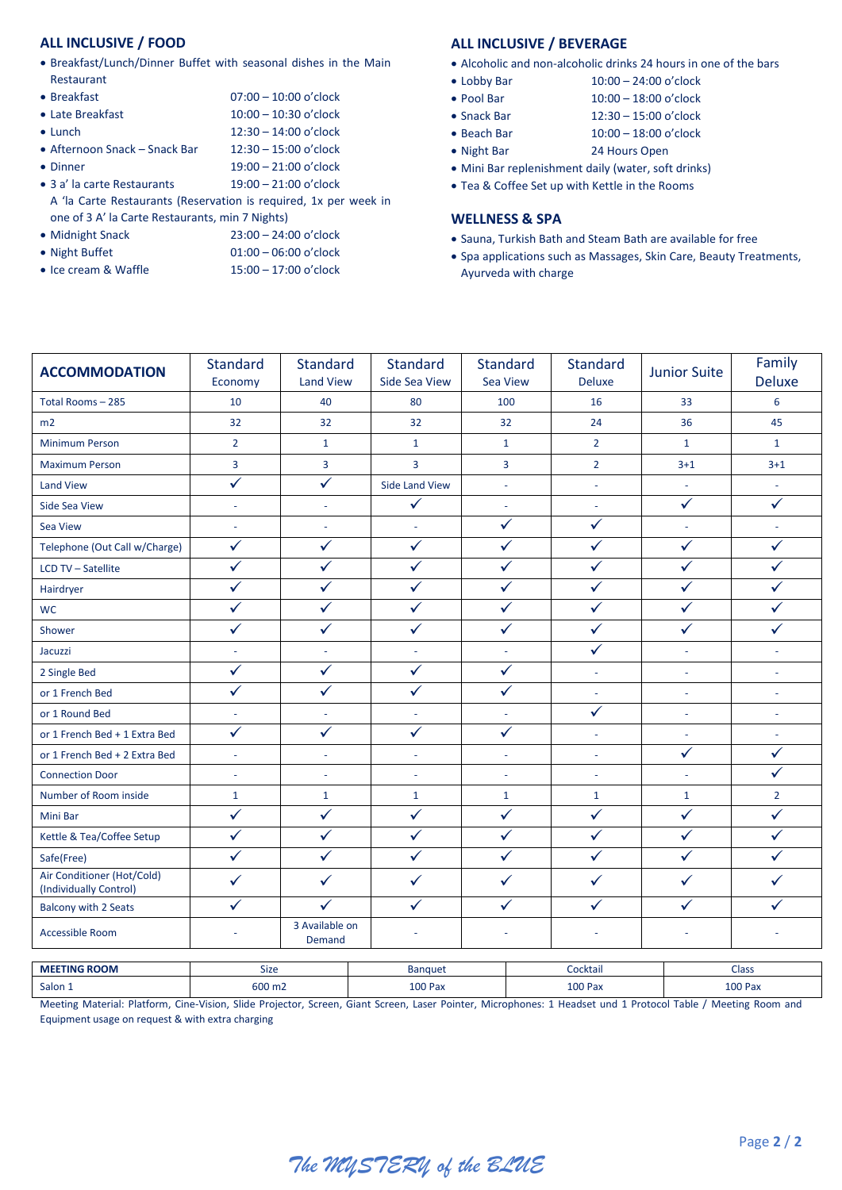## ALL INCLUSIVE / FOOD

- Breakfast/Lunch/Dinner Buffet with seasonal dishes in the Main Restaurant
- Breakfast 07:00 – 10:00 o'clock
- Late Breakfast 10:00 – 10:30 o'clock
- Lunch 12:30 – 14:00 o'clock
- Afternoon Snack – Snack Bar 12:30 – 15:00 o'clock
- Dinner 19:00 – 21:00 o'clock
- 3 a' la carte Restaurants 19:00 – 21:00 o'clock
  A 'la Carte Restaurants (Reservation is required, 1x per week in one of 3 A' la Carte Restaurants, min 7 Nights)
- Midnight Snack 23:00 – 24:00 o'clock
- Night Buffet 01:00 – 06:00 o'clock
- Ice cream & Waffle 15:00 – 17:00 o'clock

## ALL INCLUSIVE / BEVERAGE

- Alcoholic and non-alcoholic drinks 24 hours in one of the bars
- Lobby Bar 10:00 – 24:00 o'clock
- Pool Bar 10:00 – 18:00 o'clock
- Snack Bar 12:30 – 15:00 o'clock
- Beach Bar 10:00 – 18:00 o'clock
- Night Bar 24 Hours Open
- Mini Bar replenishment daily (water, soft drinks)
- Tea & Coffee Set up with Kettle in the Rooms

## WELLNESS & SPA

- Sauna, Turkish Bath and Steam Bath are available for free
- Spa applications such as Massages, Skin Care, Beauty Treatments, Ayurveda with charge

| ACCOMMODATION | Standard Economy | Standard Land View | Standard Side Sea View | Standard Sea View | Standard Deluxe | Junior Suite | Family Deluxe |
|---|---|---|---|---|---|---|---|
| Total Rooms – 285 | 10 | 40 | 80 | 100 | 16 | 33 | 6 |
| m2 | 32 | 32 | 32 | 32 | 24 | 36 | 45 |
| Minimum Person | 2 | 1 | 1 | 1 | 2 | 1 | 1 |
| Maximum Person | 3 | 3 | 3 | 3 | 2 | 3+1 | 3+1 |
| Land View | ✓ | ✓ | Side Land View | - | - | - | - |
| Side Sea View | - | - | ✓ | - | - | ✓ | ✓ |
| Sea View | - | - | - | ✓ | ✓ | - | - |
| Telephone (Out Call w/Charge) | ✓ | ✓ | ✓ | ✓ | ✓ | ✓ | ✓ |
| LCD TV – Satellite | ✓ | ✓ | ✓ | ✓ | ✓ | ✓ | ✓ |
| Hairdryer | ✓ | ✓ | ✓ | ✓ | ✓ | ✓ | ✓ |
| WC | ✓ | ✓ | ✓ | ✓ | ✓ | ✓ | ✓ |
| Shower | ✓ | ✓ | ✓ | ✓ | ✓ | ✓ | ✓ |
| Jacuzzi | - | - | - | - | ✓ | - | - |
| 2 Single Bed | ✓ | ✓ | ✓ | ✓ | - | - | - |
| or 1 French Bed | ✓ | ✓ | ✓ | ✓ | - | - | - |
| or 1 Round Bed | - | - | - | - | ✓ | - | - |
| or 1 French Bed + 1 Extra Bed | ✓ | ✓ | ✓ | ✓ | - | - | - |
| or 1 French Bed + 2 Extra Bed | - | - | - | - | - | ✓ | ✓ |
| Connection Door | - | - | - | - | - | - | ✓ |
| Number of Room inside | 1 | 1 | 1 | 1 | 1 | 1 | 2 |
| Mini Bar | ✓ | ✓ | ✓ | ✓ | ✓ | ✓ | ✓ |
| Kettle & Tea/Coffee Setup | ✓ | ✓ | ✓ | ✓ | ✓ | ✓ | ✓ |
| Safe(Free) | ✓ | ✓ | ✓ | ✓ | ✓ | ✓ | ✓ |
| Air Conditioner (Hot/Cold) (Individually Control) | ✓ | ✓ | ✓ | ✓ | ✓ | ✓ | ✓ |
| Balcony with 2 Seats | ✓ | ✓ | ✓ | ✓ | ✓ | ✓ | ✓ |
| Accessible Room | - | 3 Available on Demand | - | - | - | - | - |

| MEETING ROOM | Size | Banquet | Cocktail | Class |
|---|---|---|---|---|
| Salon 1 | 600 m2 | 100 Pax | 100 Pax | 100 Pax |

Meeting Material: Platform, Cine-Vision, Slide Projector, Screen, Giant Screen, Laser Pointer, Microphones: 1 Headset und 1 Protocol Table / Meeting Room and Equipment usage on request & with extra charging

*The MYSTERY of the BLUE*